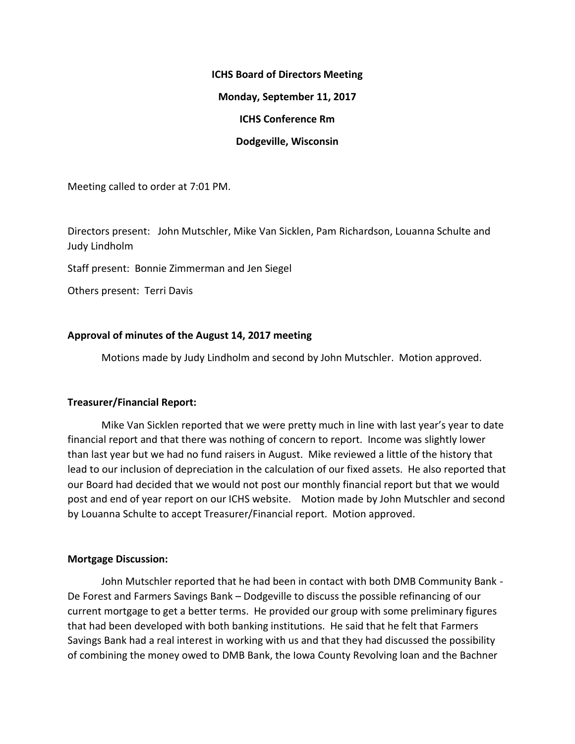**ICHS Board of Directors Meeting**

**Monday, September 11, 2017**

**ICHS Conference Rm**

**Dodgeville, Wisconsin**

Meeting called to order at 7:01 PM.

Directors present: John Mutschler, Mike Van Sicklen, Pam Richardson, Louanna Schulte and Judy Lindholm

Staff present: Bonnie Zimmerman and Jen Siegel

Others present: Terri Davis

**Approval of minutes of the August 14, 2017 meeting**

Motions made by Judy Lindholm and second by John Mutschler. Motion approved.

**Treasurer/Financial Report:**

Mike Van Sicklen reported that we were pretty much in line with last year's year to date financial report and that there was nothing of concern to report. Income was slightly lower than last year but we had no fund raisers in August. Mike reviewed a little of the history that lead to our inclusion of depreciation in the calculation of our fixed assets. He also reported that our Board had decided that we would not post our monthly financial report but that we would post and end of year report on our ICHS website. Motion made by John Mutschler and second by Louanna Schulte to accept Treasurer/Financial report. Motion approved.

**Mortgage Discussion:**

John Mutschler reported that he had been in contact with both DMB Community Bank - De Forest and Farmers Savings Bank – Dodgeville to discuss the possible refinancing of our current mortgage to get a better terms. He provided our group with some preliminary figures that had been developed with both banking institutions. He said that he felt that Farmers Savings Bank had a real interest in working with us and that they had discussed the possibility of combining the money owed to DMB Bank, the Iowa County Revolving loan and the Bachner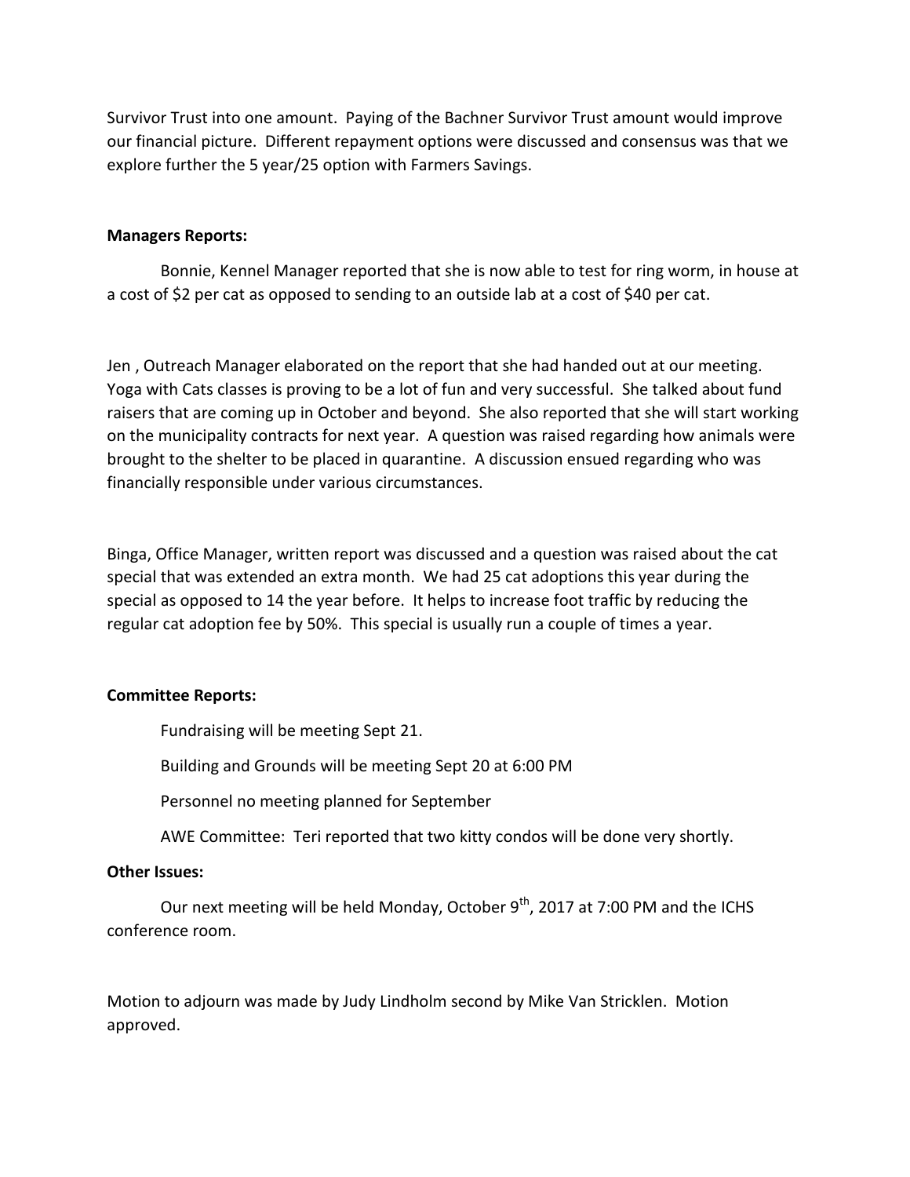Survivor Trust into one amount. Paying of the Bachner Survivor Trust amount would improve our financial picture. Different repayment options were discussed and consensus was that we explore further the 5 year/25 option with Farmers Savings.

**Managers Reports:**

Bonnie, Kennel Manager reported that she is now able to test for ring worm, in house at a cost of $2 per cat as opposed to sending to an outside lab at a cost of $40 per cat.

Jen , Outreach Manager elaborated on the report that she had handed out at our meeting. Yoga with Cats classes is proving to be a lot of fun and very successful. She talked about fund raisers that are coming up in October and beyond. She also reported that she will start working on the municipality contracts for next year. A question was raised regarding how animals were brought to the shelter to be placed in quarantine. A discussion ensued regarding who was financially responsible under various circumstances.

Binga, Office Manager, written report was discussed and a question was raised about the cat special that was extended an extra month. We had 25 cat adoptions this year during the special as opposed to 14 the year before. It helps to increase foot traffic by reducing the regular cat adoption fee by 50%. This special is usually run a couple of times a year.

**Committee Reports:**

Fundraising will be meeting Sept 21.

Building and Grounds will be meeting Sept 20 at 6:00 PM

Personnel no meeting planned for September

AWE Committee: Teri reported that two kitty condos will be done very shortly.

**Other Issues:**

Our next meeting will be held Monday, October 9th, 2017 at 7:00 PM and the ICHS conference room.

Motion to adjourn was made by Judy Lindholm second by Mike Van Stricklen. Motion approved.